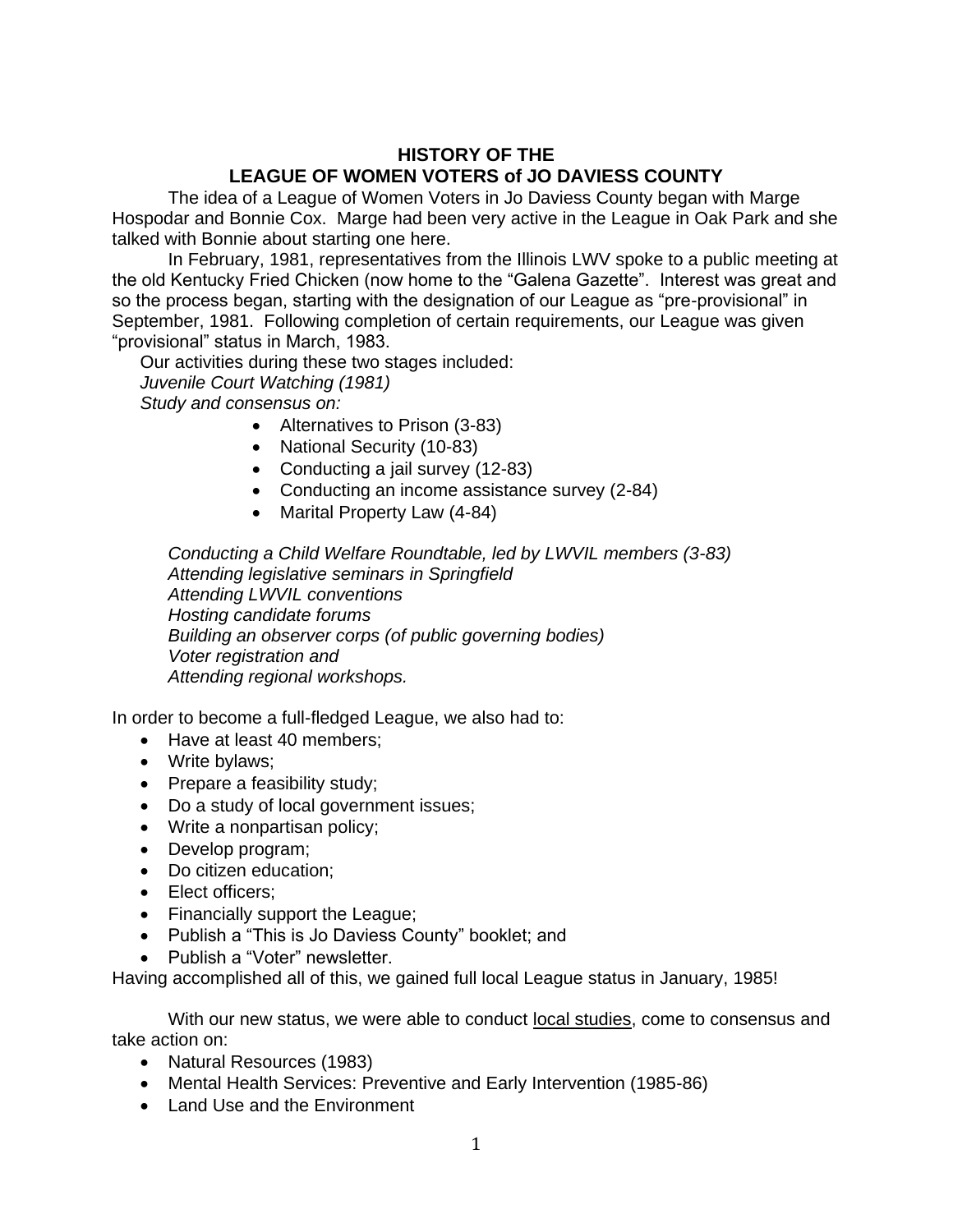# HISTORY OF THE
# LEAGUE OF WOMEN VOTERS of JO DAVIESS COUNTY

The idea of a League of Women Voters in Jo Daviess County began with Marge Hospodar and Bonnie Cox. Marge had been very active in the League in Oak Park and she talked with Bonnie about starting one here.

In February, 1981, representatives from the Illinois LWV spoke to a public meeting at the old Kentucky Fried Chicken (now home to the "Galena Gazette". Interest was great and so the process began, starting with the designation of our League as "pre-provisional" in September, 1981. Following completion of certain requirements, our League was given "provisional" status in March, 1983.

Our activities during these two stages included:

*Juvenile Court Watching (1981)*

*Study and consensus on:*

- Alternatives to Prison (3-83)
- National Security (10-83)
- Conducting a jail survey (12-83)
- Conducting an income assistance survey (2-84)
- Marital Property Law (4-84)

*Conducting a Child Welfare Roundtable, led by LWVIL members (3-83)*
*Attending legislative seminars in Springfield*
*Attending LWVIL conventions*
*Hosting candidate forums*
*Building an observer corps (of public governing bodies)*
*Voter registration and*
*Attending regional workshops.*

In order to become a full-fledged League, we also had to:

- Have at least 40 members;
- Write bylaws;
- Prepare a feasibility study;
- Do a study of local government issues;
- Write a nonpartisan policy;
- Develop program;
- Do citizen education;
- Elect officers;
- Financially support the League;
- Publish a "This is Jo Daviess County" booklet; and
- Publish a "Voter" newsletter.

Having accomplished all of this, we gained full local League status in January, 1985!

With our new status, we were able to conduct <u>local studies</u>, come to consensus and take action on:

- Natural Resources (1983)
- Mental Health Services: Preventive and Early Intervention (1985-86)
- Land Use and the Environment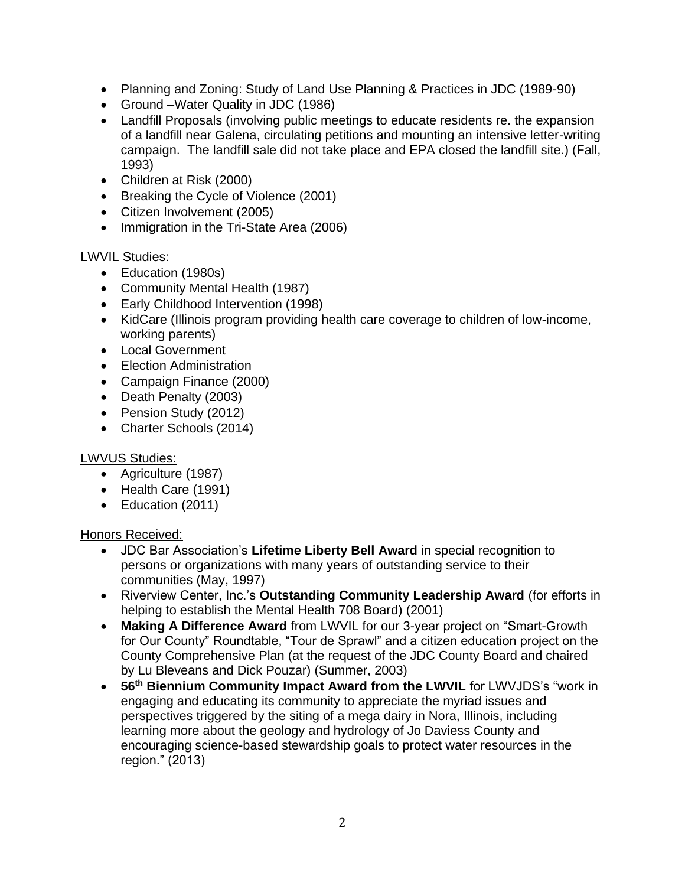- Planning and Zoning: Study of Land Use Planning & Practices in JDC (1989-90)
- Ground –Water Quality in JDC (1986)
- Landfill Proposals (involving public meetings to educate residents re. the expansion of a landfill near Galena, circulating petitions and mounting an intensive letter-writing campaign. The landfill sale did not take place and EPA closed the landfill site.) (Fall, 1993)
- Children at Risk (2000)
- Breaking the Cycle of Violence (2001)
- Citizen Involvement (2005)
- Immigration in the Tri-State Area (2006)

LWVIL Studies:

- Education (1980s)
- Community Mental Health (1987)
- Early Childhood Intervention (1998)
- KidCare (Illinois program providing health care coverage to children of low-income, working parents)
- Local Government
- Election Administration
- Campaign Finance (2000)
- Death Penalty (2003)
- Pension Study (2012)
- Charter Schools (2014)

LWVUS Studies:

- Agriculture (1987)
- Health Care (1991)
- Education (2011)

Honors Received:

- JDC Bar Association's **Lifetime Liberty Bell Award** in special recognition to persons or organizations with many years of outstanding service to their communities (May, 1997)
- Riverview Center, Inc.'s **Outstanding Community Leadership Award** (for efforts in helping to establish the Mental Health 708 Board) (2001)
- **Making A Difference Award** from LWVIL for our 3-year project on "Smart-Growth for Our County" Roundtable, "Tour de Sprawl" and a citizen education project on the County Comprehensive Plan (at the request of the JDC County Board and chaired by Lu Bleveans and Dick Pouzar) (Summer, 2003)
- **56th Biennium Community Impact Award from the LWVIL** for LWVJDS's "work in engaging and educating its community to appreciate the myriad issues and perspectives triggered by the siting of a mega dairy in Nora, Illinois, including learning more about the geology and hydrology of Jo Daviess County and encouraging science-based stewardship goals to protect water resources in the region." (2013)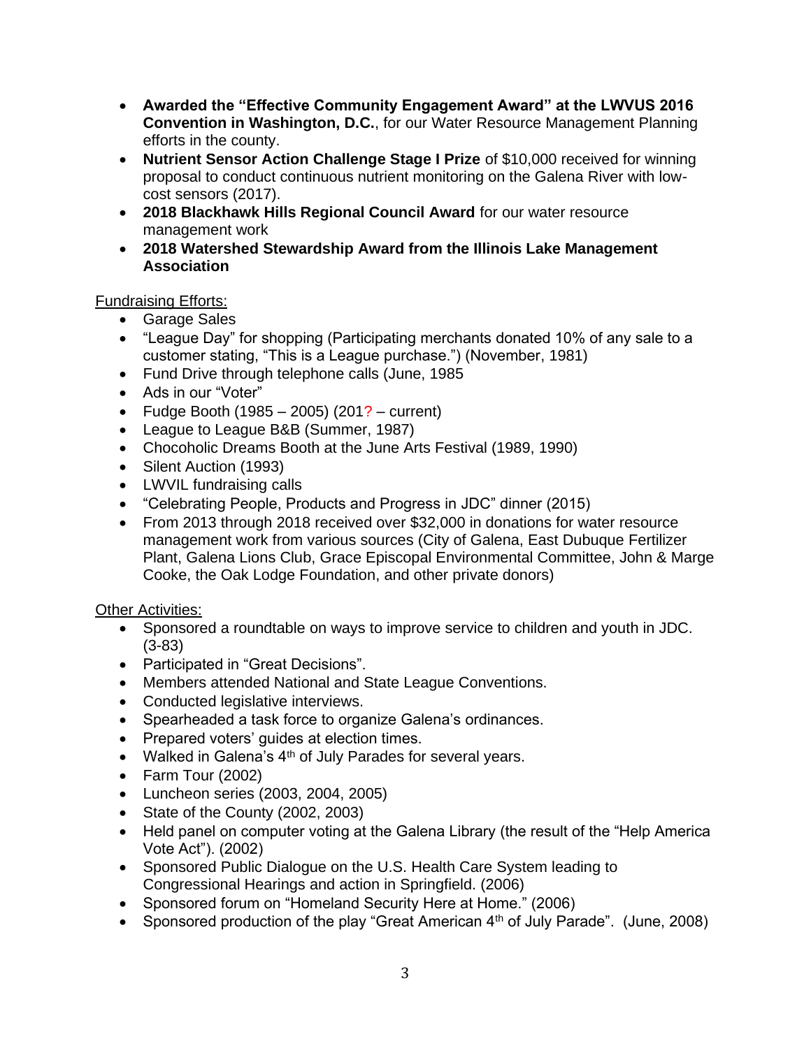- **Awarded the "Effective Community Engagement Award" at the LWVUS 2016 Convention in Washington, D.C.**, for our Water Resource Management Planning efforts in the county.
- **Nutrient Sensor Action Challenge Stage I Prize** of $10,000 received for winning proposal to conduct continuous nutrient monitoring on the Galena River with low-cost sensors (2017).
- **2018 Blackhawk Hills Regional Council Award** for our water resource management work
- **2018 Watershed Stewardship Award from the Illinois Lake Management Association**

Fundraising Efforts:

- Garage Sales
- "League Day" for shopping (Participating merchants donated 10% of any sale to a customer stating, "This is a League purchase.") (November, 1981)
- Fund Drive through telephone calls (June, 1985
- Ads in our "Voter"
- Fudge Booth (1985 – 2005) (201? – current)
- League to League B&B (Summer, 1987)
- Chocoholic Dreams Booth at the June Arts Festival (1989, 1990)
- Silent Auction (1993)
- LWVIL fundraising calls
- "Celebrating People, Products and Progress in JDC" dinner (2015)
- From 2013 through 2018 received over $32,000 in donations for water resource management work from various sources (City of Galena, East Dubuque Fertilizer Plant, Galena Lions Club, Grace Episcopal Environmental Committee, John & Marge Cooke, the Oak Lodge Foundation, and other private donors)

Other Activities:

- Sponsored a roundtable on ways to improve service to children and youth in JDC. (3-83)
- Participated in "Great Decisions".
- Members attended National and State League Conventions.
- Conducted legislative interviews.
- Spearheaded a task force to organize Galena's ordinances.
- Prepared voters' guides at election times.
- Walked in Galena's 4th of July Parades for several years.
- Farm Tour (2002)
- Luncheon series (2003, 2004, 2005)
- State of the County (2002, 2003)
- Held panel on computer voting at the Galena Library (the result of the "Help America Vote Act"). (2002)
- Sponsored Public Dialogue on the U.S. Health Care System leading to Congressional Hearings and action in Springfield. (2006)
- Sponsored forum on "Homeland Security Here at Home." (2006)
- Sponsored production of the play "Great American 4th of July Parade". (June, 2008)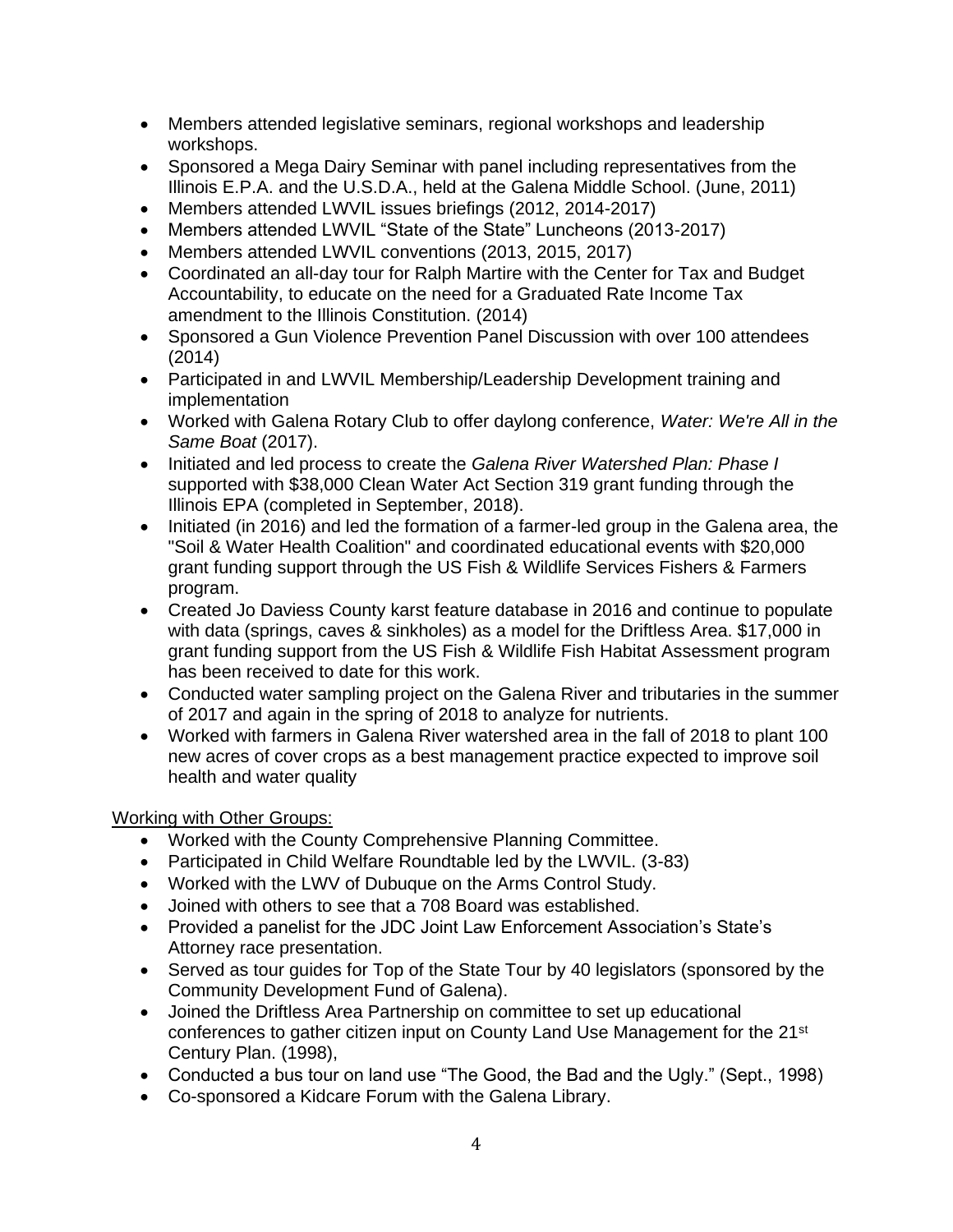- Members attended legislative seminars, regional workshops and leadership workshops.
- Sponsored a Mega Dairy Seminar with panel including representatives from the Illinois E.P.A. and the U.S.D.A., held at the Galena Middle School. (June, 2011)
- Members attended LWVIL issues briefings (2012, 2014-2017)
- Members attended LWVIL "State of the State" Luncheons (2013-2017)
- Members attended LWVIL conventions (2013, 2015, 2017)
- Coordinated an all-day tour for Ralph Martire with the Center for Tax and Budget Accountability, to educate on the need for a Graduated Rate Income Tax amendment to the Illinois Constitution. (2014)
- Sponsored a Gun Violence Prevention Panel Discussion with over 100 attendees (2014)
- Participated in and LWVIL Membership/Leadership Development training and implementation
- Worked with Galena Rotary Club to offer daylong conference, *Water: We're All in the Same Boat* (2017).
- Initiated and led process to create the *Galena River Watershed Plan: Phase I* supported with $38,000 Clean Water Act Section 319 grant funding through the Illinois EPA (completed in September, 2018).
- Initiated (in 2016) and led the formation of a farmer-led group in the Galena area, the "Soil & Water Health Coalition" and coordinated educational events with $20,000 grant funding support through the US Fish & Wildlife Services Fishers & Farmers program.
- Created Jo Daviess County karst feature database in 2016 and continue to populate with data (springs, caves & sinkholes) as a model for the Driftless Area. $17,000 in grant funding support from the US Fish & Wildlife Fish Habitat Assessment program has been received to date for this work.
- Conducted water sampling project on the Galena River and tributaries in the summer of 2017 and again in the spring of 2018 to analyze for nutrients.
- Worked with farmers in Galena River watershed area in the fall of 2018 to plant 100 new acres of cover crops as a best management practice expected to improve soil health and water quality

<u>Working with Other Groups:</u>

- Worked with the County Comprehensive Planning Committee.
- Participated in Child Welfare Roundtable led by the LWVIL. (3-83)
- Worked with the LWV of Dubuque on the Arms Control Study.
- Joined with others to see that a 708 Board was established.
- Provided a panelist for the JDC Joint Law Enforcement Association's State's Attorney race presentation.
- Served as tour guides for Top of the State Tour by 40 legislators (sponsored by the Community Development Fund of Galena).
- Joined the Driftless Area Partnership on committee to set up educational conferences to gather citizen input on County Land Use Management for the 21st Century Plan. (1998),
- Conducted a bus tour on land use "The Good, the Bad and the Ugly." (Sept., 1998)
- Co-sponsored a Kidcare Forum with the Galena Library.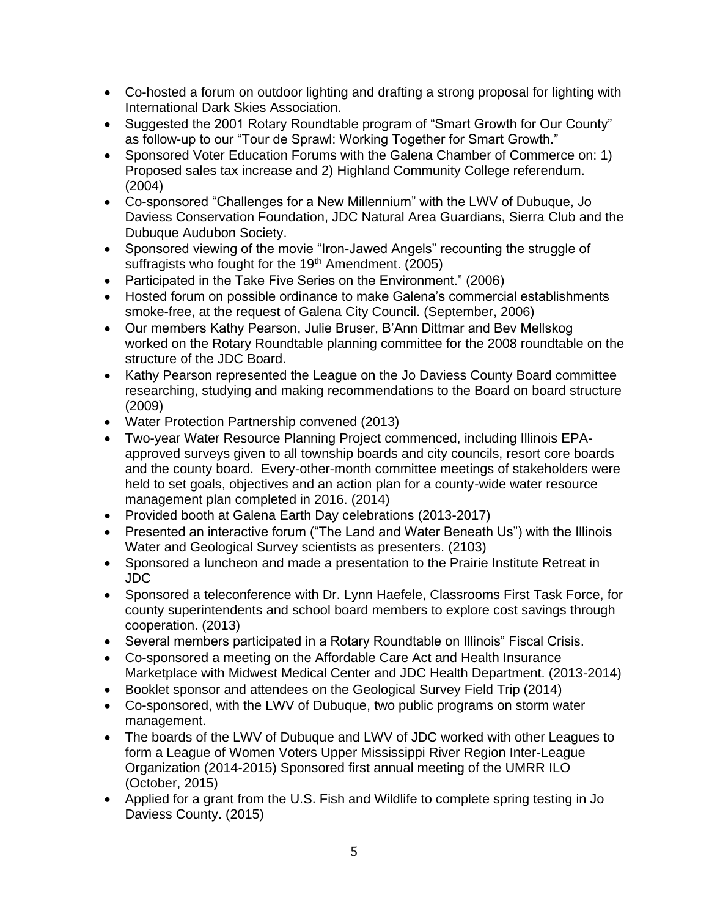- Co-hosted a forum on outdoor lighting and drafting a strong proposal for lighting with International Dark Skies Association.
- Suggested the 2001 Rotary Roundtable program of "Smart Growth for Our County" as follow-up to our "Tour de Sprawl: Working Together for Smart Growth."
- Sponsored Voter Education Forums with the Galena Chamber of Commerce on: 1) Proposed sales tax increase and 2) Highland Community College referendum. (2004)
- Co-sponsored "Challenges for a New Millennium" with the LWV of Dubuque, Jo Daviess Conservation Foundation, JDC Natural Area Guardians, Sierra Club and the Dubuque Audubon Society.
- Sponsored viewing of the movie "Iron-Jawed Angels" recounting the struggle of suffragists who fought for the 19th Amendment. (2005)
- Participated in the Take Five Series on the Environment." (2006)
- Hosted forum on possible ordinance to make Galena's commercial establishments smoke-free, at the request of Galena City Council. (September, 2006)
- Our members Kathy Pearson, Julie Bruser, B'Ann Dittmar and Bev Mellskog worked on the Rotary Roundtable planning committee for the 2008 roundtable on the structure of the JDC Board.
- Kathy Pearson represented the League on the Jo Daviess County Board committee researching, studying and making recommendations to the Board on board structure (2009)
- Water Protection Partnership convened (2013)
- Two-year Water Resource Planning Project commenced, including Illinois EPA-approved surveys given to all township boards and city councils, resort core boards and the county board. Every-other-month committee meetings of stakeholders were held to set goals, objectives and an action plan for a county-wide water resource management plan completed in 2016. (2014)
- Provided booth at Galena Earth Day celebrations (2013-2017)
- Presented an interactive forum ("The Land and Water Beneath Us") with the Illinois Water and Geological Survey scientists as presenters. (2103)
- Sponsored a luncheon and made a presentation to the Prairie Institute Retreat in JDC
- Sponsored a teleconference with Dr. Lynn Haefele, Classrooms First Task Force, for county superintendents and school board members to explore cost savings through cooperation. (2013)
- Several members participated in a Rotary Roundtable on Illinois" Fiscal Crisis.
- Co-sponsored a meeting on the Affordable Care Act and Health Insurance Marketplace with Midwest Medical Center and JDC Health Department. (2013-2014)
- Booklet sponsor and attendees on the Geological Survey Field Trip (2014)
- Co-sponsored, with the LWV of Dubuque, two public programs on storm water management.
- The boards of the LWV of Dubuque and LWV of JDC worked with other Leagues to form a League of Women Voters Upper Mississippi River Region Inter-League Organization (2014-2015) Sponsored first annual meeting of the UMRR ILO (October, 2015)
- Applied for a grant from the U.S. Fish and Wildlife to complete spring testing in Jo Daviess County. (2015)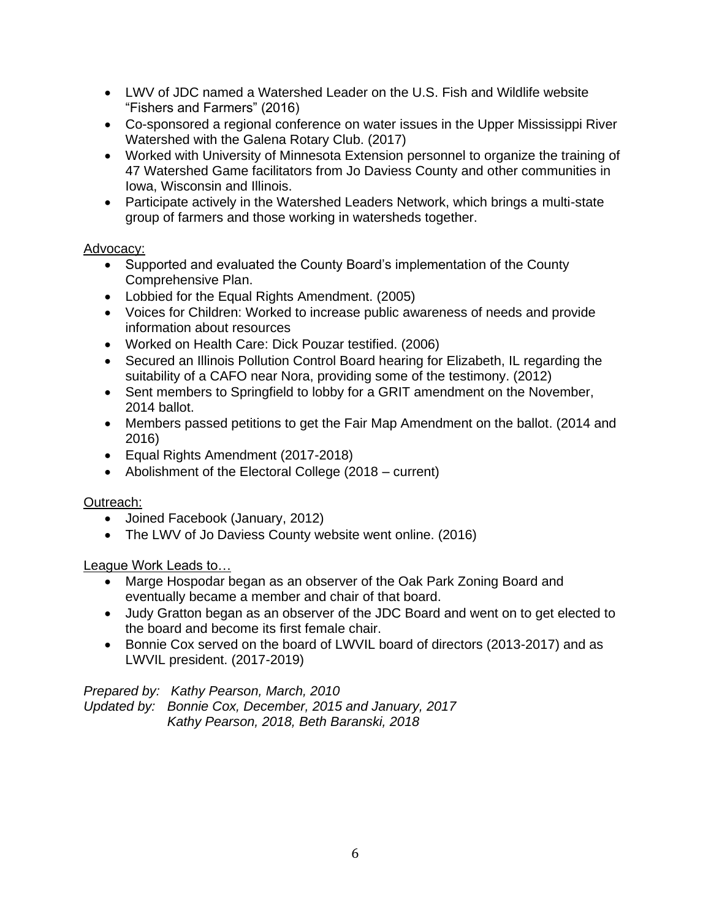- LWV of JDC named a Watershed Leader on the U.S. Fish and Wildlife website "Fishers and Farmers" (2016)
- Co-sponsored a regional conference on water issues in the Upper Mississippi River Watershed with the Galena Rotary Club. (2017)
- Worked with University of Minnesota Extension personnel to organize the training of 47 Watershed Game facilitators from Jo Daviess County and other communities in Iowa, Wisconsin and Illinois.
- Participate actively in the Watershed Leaders Network, which brings a multi-state group of farmers and those working in watersheds together.

<u>Advocacy:</u>

- Supported and evaluated the County Board's implementation of the County Comprehensive Plan.
- Lobbied for the Equal Rights Amendment. (2005)
- Voices for Children: Worked to increase public awareness of needs and provide information about resources
- Worked on Health Care: Dick Pouzar testified. (2006)
- Secured an Illinois Pollution Control Board hearing for Elizabeth, IL regarding the suitability of a CAFO near Nora, providing some of the testimony. (2012)
- Sent members to Springfield to lobby for a GRIT amendment on the November, 2014 ballot.
- Members passed petitions to get the Fair Map Amendment on the ballot. (2014 and 2016)
- Equal Rights Amendment (2017-2018)
- Abolishment of the Electoral College (2018 – current)

<u>Outreach:</u>

- Joined Facebook (January, 2012)
- The LWV of Jo Daviess County website went online. (2016)

<u>League Work Leads to…</u>

- Marge Hospodar began as an observer of the Oak Park Zoning Board and eventually became a member and chair of that board.
- Judy Gratton began as an observer of the JDC Board and went on to get elected to the board and become its first female chair.
- Bonnie Cox served on the board of LWVIL board of directors (2013-2017) and as LWVIL president. (2017-2019)

*Prepared by: Kathy Pearson, March, 2010*
*Updated by: Bonnie Cox, December, 2015 and January, 2017*
*Kathy Pearson, 2018, Beth Baranski, 2018*